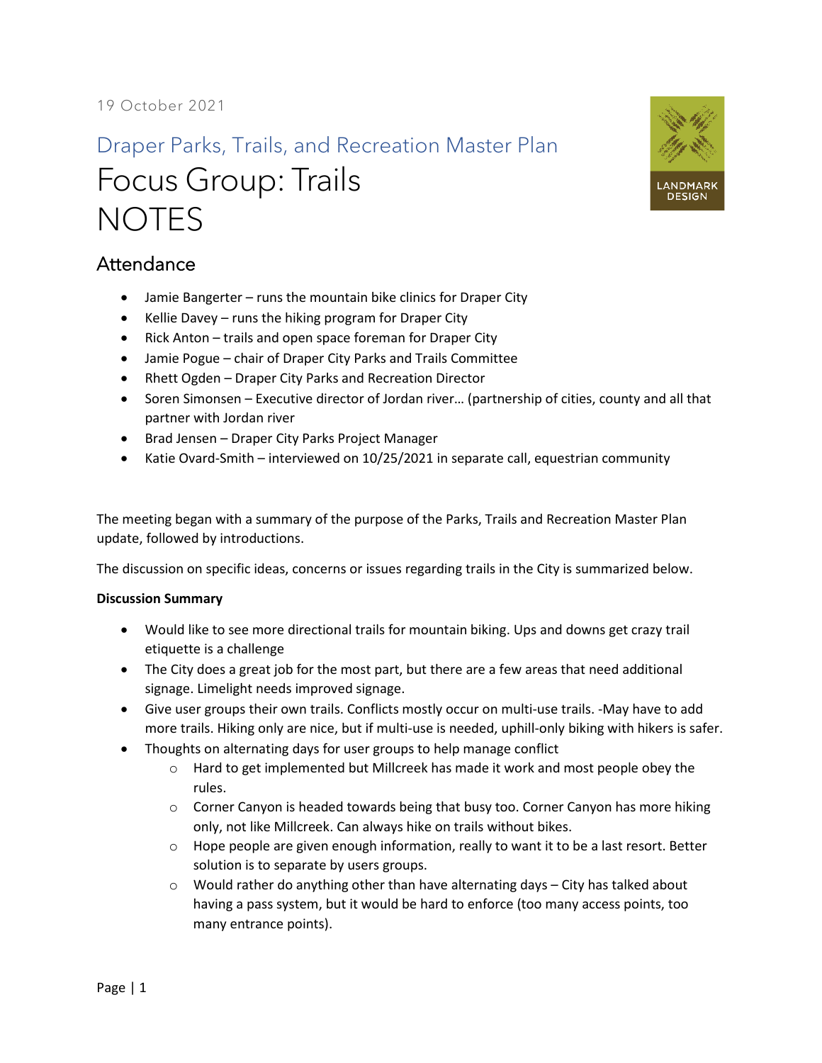19 October 2021

## Draper Parks, Trails, and Recreation Master Plan

# Focus Group: Trails NOTES

LANDMARK DESIGN

## Attendance

- Jamie Bangerter – runs the mountain bike clinics for Draper City
- Kellie Davey – runs the hiking program for Draper City
- Rick Anton – trails and open space foreman for Draper City
- Jamie Pogue – chair of Draper City Parks and Trails Committee
- Rhett Ogden – Draper City Parks and Recreation Director
- Soren Simonsen – Executive director of Jordan river… (partnership of cities, county and all that partner with Jordan river
- Brad Jensen – Draper City Parks Project Manager
- Katie Ovard-Smith – interviewed on 10/25/2021 in separate call, equestrian community

The meeting began with a summary of the purpose of the Parks, Trails and Recreation Master Plan update, followed by introductions.

The discussion on specific ideas, concerns or issues regarding trails in the City is summarized below.

**Discussion Summary**

- Would like to see more directional trails for mountain biking. Ups and downs get crazy trail etiquette is a challenge
- The City does a great job for the most part, but there are a few areas that need additional signage. Limelight needs improved signage.
- Give user groups their own trails. Conflicts mostly occur on multi-use trails. -May have to add more trails. Hiking only are nice, but if multi-use is needed, uphill-only biking with hikers is safer.
- Thoughts on alternating days for user groups to help manage conflict
    - Hard to get implemented but Millcreek has made it work and most people obey the rules.
    - Corner Canyon is headed towards being that busy too. Corner Canyon has more hiking only, not like Millcreek. Can always hike on trails without bikes.
    - Hope people are given enough information, really to want it to be a last resort. Better solution is to separate by users groups.
    - Would rather do anything other than have alternating days – City has talked about having a pass system, but it would be hard to enforce (too many access points, too many entrance points).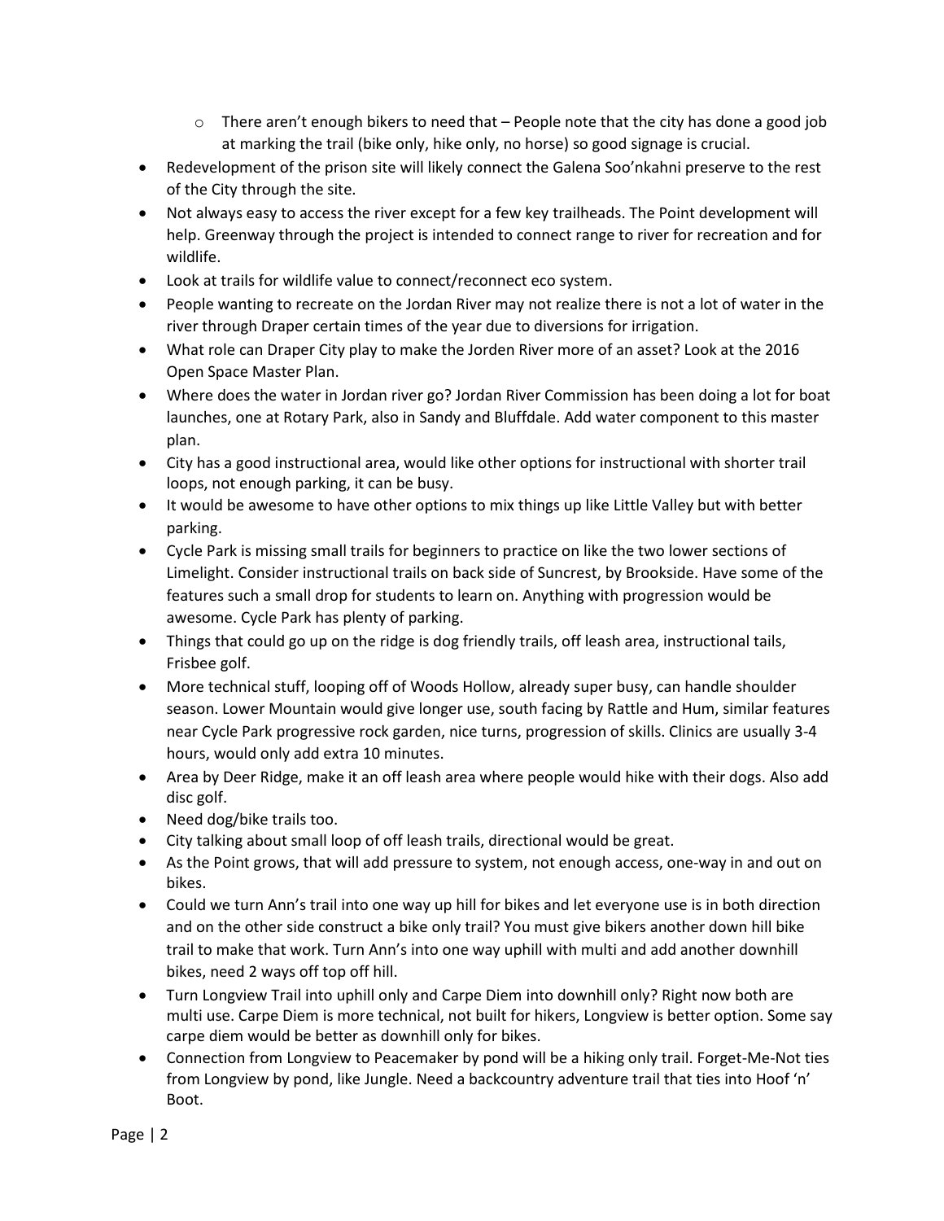- There aren't enough bikers to need that – People note that the city has done a good job at marking the trail (bike only, hike only, no horse) so good signage is crucial.
- Redevelopment of the prison site will likely connect the Galena Soo'nkahni preserve to the rest of the City through the site.
- Not always easy to access the river except for a few key trailheads. The Point development will help. Greenway through the project is intended to connect range to river for recreation and for wildlife.
- Look at trails for wildlife value to connect/reconnect eco system.
- People wanting to recreate on the Jordan River may not realize there is not a lot of water in the river through Draper certain times of the year due to diversions for irrigation.
- What role can Draper City play to make the Jorden River more of an asset? Look at the 2016 Open Space Master Plan.
- Where does the water in Jordan river go? Jordan River Commission has been doing a lot for boat launches, one at Rotary Park, also in Sandy and Bluffdale. Add water component to this master plan.
- City has a good instructional area, would like other options for instructional with shorter trail loops, not enough parking, it can be busy.
- It would be awesome to have other options to mix things up like Little Valley but with better parking.
- Cycle Park is missing small trails for beginners to practice on like the two lower sections of Limelight. Consider instructional trails on back side of Suncrest, by Brookside. Have some of the features such a small drop for students to learn on. Anything with progression would be awesome. Cycle Park has plenty of parking.
- Things that could go up on the ridge is dog friendly trails, off leash area, instructional tails, Frisbee golf.
- More technical stuff, looping off of Woods Hollow, already super busy, can handle shoulder season. Lower Mountain would give longer use, south facing by Rattle and Hum, similar features near Cycle Park progressive rock garden, nice turns, progression of skills. Clinics are usually 3-4 hours, would only add extra 10 minutes.
- Area by Deer Ridge, make it an off leash area where people would hike with their dogs. Also add disc golf.
- Need dog/bike trails too.
- City talking about small loop of off leash trails, directional would be great.
- As the Point grows, that will add pressure to system, not enough access, one-way in and out on bikes.
- Could we turn Ann's trail into one way up hill for bikes and let everyone use is in both direction and on the other side construct a bike only trail? You must give bikers another down hill bike trail to make that work. Turn Ann's into one way uphill with multi and add another downhill bikes, need 2 ways off top off hill.
- Turn Longview Trail into uphill only and Carpe Diem into downhill only? Right now both are multi use. Carpe Diem is more technical, not built for hikers, Longview is better option. Some say carpe diem would be better as downhill only for bikes.
- Connection from Longview to Peacemaker by pond will be a hiking only trail. Forget-Me-Not ties from Longview by pond, like Jungle. Need a backcountry adventure trail that ties into Hoof 'n' Boot.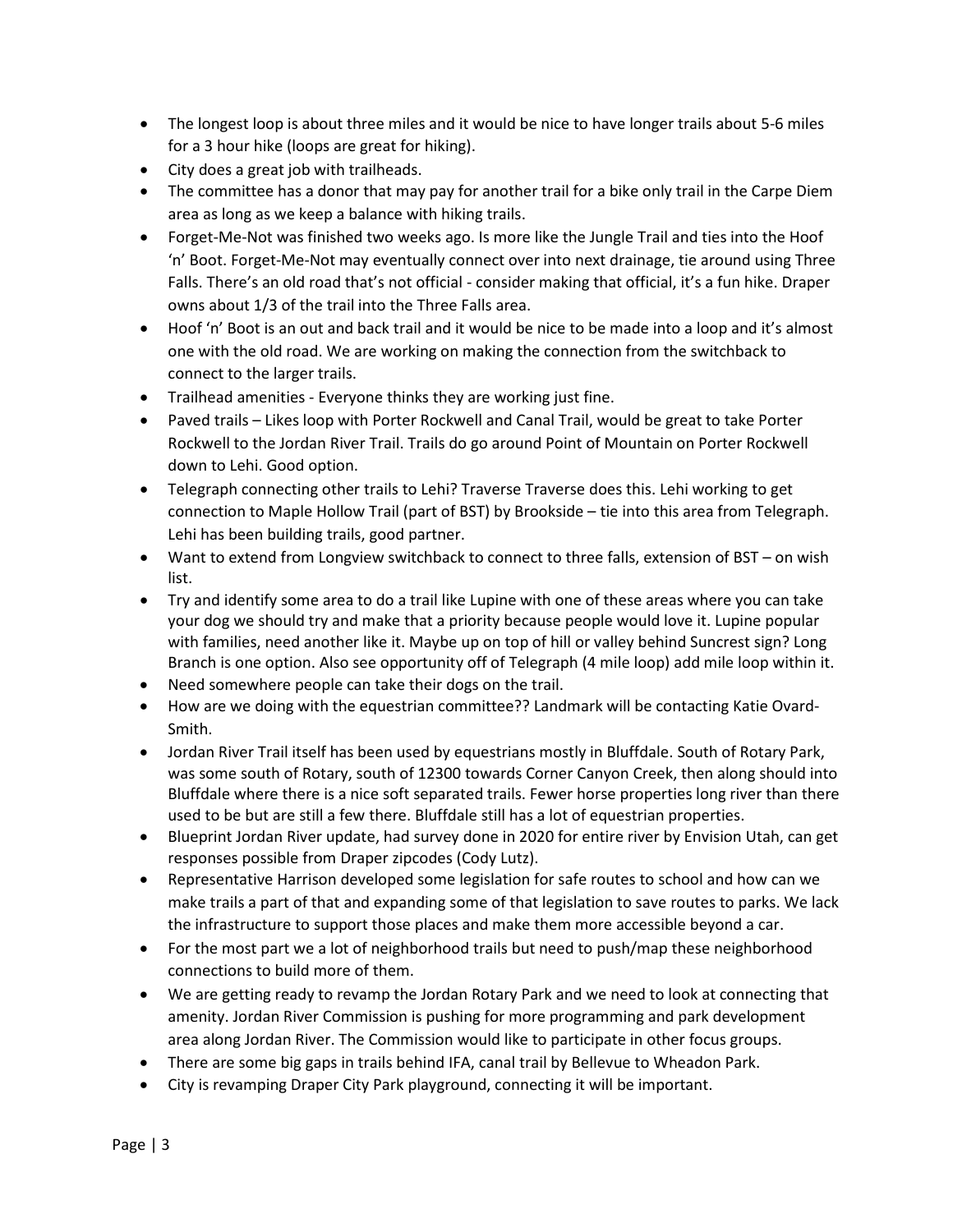- The longest loop is about three miles and it would be nice to have longer trails about 5-6 miles for a 3 hour hike (loops are great for hiking).
- City does a great job with trailheads.
- The committee has a donor that may pay for another trail for a bike only trail in the Carpe Diem area as long as we keep a balance with hiking trails.
- Forget-Me-Not was finished two weeks ago. Is more like the Jungle Trail and ties into the Hoof 'n' Boot. Forget-Me-Not may eventually connect over into next drainage, tie around using Three Falls. There's an old road that's not official - consider making that official, it's a fun hike. Draper owns about 1/3 of the trail into the Three Falls area.
- Hoof 'n' Boot is an out and back trail and it would be nice to be made into a loop and it's almost one with the old road. We are working on making the connection from the switchback to connect to the larger trails.
- Trailhead amenities - Everyone thinks they are working just fine.
- Paved trails – Likes loop with Porter Rockwell and Canal Trail, would be great to take Porter Rockwell to the Jordan River Trail. Trails do go around Point of Mountain on Porter Rockwell down to Lehi. Good option.
- Telegraph connecting other trails to Lehi? Traverse Traverse does this. Lehi working to get connection to Maple Hollow Trail (part of BST) by Brookside – tie into this area from Telegraph. Lehi has been building trails, good partner.
- Want to extend from Longview switchback to connect to three falls, extension of BST – on wish list.
- Try and identify some area to do a trail like Lupine with one of these areas where you can take your dog we should try and make that a priority because people would love it. Lupine popular with families, need another like it. Maybe up on top of hill or valley behind Suncrest sign? Long Branch is one option. Also see opportunity off of Telegraph (4 mile loop) add mile loop within it.
- Need somewhere people can take their dogs on the trail.
- How are we doing with the equestrian committee?? Landmark will be contacting Katie Ovard-Smith.
- Jordan River Trail itself has been used by equestrians mostly in Bluffdale. South of Rotary Park, was some south of Rotary, south of 12300 towards Corner Canyon Creek, then along should into Bluffdale where there is a nice soft separated trails. Fewer horse properties long river than there used to be but are still a few there. Bluffdale still has a lot of equestrian properties.
- Blueprint Jordan River update, had survey done in 2020 for entire river by Envision Utah, can get responses possible from Draper zipcodes (Cody Lutz).
- Representative Harrison developed some legislation for safe routes to school and how can we make trails a part of that and expanding some of that legislation to save routes to parks. We lack the infrastructure to support those places and make them more accessible beyond a car.
- For the most part we a lot of neighborhood trails but need to push/map these neighborhood connections to build more of them.
- We are getting ready to revamp the Jordan Rotary Park and we need to look at connecting that amenity. Jordan River Commission is pushing for more programming and park development area along Jordan River. The Commission would like to participate in other focus groups.
- There are some big gaps in trails behind IFA, canal trail by Bellevue to Wheadon Park.
- City is revamping Draper City Park playground, connecting it will be important.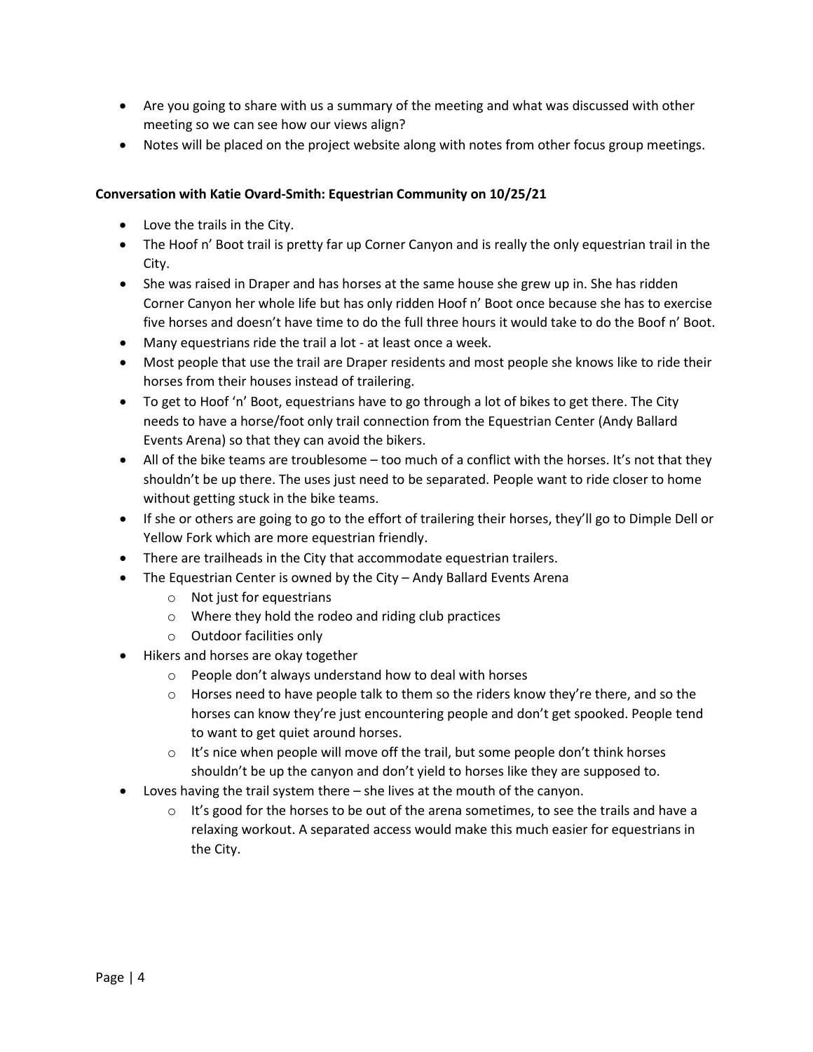- Are you going to share with us a summary of the meeting and what was discussed with other meeting so we can see how our views align?
- Notes will be placed on the project website along with notes from other focus group meetings.

**Conversation with Katie Ovard-Smith: Equestrian Community on 10/25/21**

- Love the trails in the City.
- The Hoof n' Boot trail is pretty far up Corner Canyon and is really the only equestrian trail in the City.
- She was raised in Draper and has horses at the same house she grew up in. She has ridden Corner Canyon her whole life but has only ridden Hoof n' Boot once because she has to exercise five horses and doesn't have time to do the full three hours it would take to do the Boof n' Boot.
- Many equestrians ride the trail a lot - at least once a week.
- Most people that use the trail are Draper residents and most people she knows like to ride their horses from their houses instead of trailering.
- To get to Hoof 'n' Boot, equestrians have to go through a lot of bikes to get there. The City needs to have a horse/foot only trail connection from the Equestrian Center (Andy Ballard Events Arena) so that they can avoid the bikers.
- All of the bike teams are troublesome – too much of a conflict with the horses. It's not that they shouldn't be up there. The uses just need to be separated. People want to ride closer to home without getting stuck in the bike teams.
- If she or others are going to go to the effort of trailering their horses, they'll go to Dimple Dell or Yellow Fork which are more equestrian friendly.
- There are trailheads in the City that accommodate equestrian trailers.
- The Equestrian Center is owned by the City – Andy Ballard Events Arena
  - Not just for equestrians
  - Where they hold the rodeo and riding club practices
  - Outdoor facilities only
- Hikers and horses are okay together
  - People don't always understand how to deal with horses
  - Horses need to have people talk to them so the riders know they're there, and so the horses can know they're just encountering people and don't get spooked. People tend to want to get quiet around horses.
  - It's nice when people will move off the trail, but some people don't think horses shouldn't be up the canyon and don't yield to horses like they are supposed to.
- Loves having the trail system there – she lives at the mouth of the canyon.
  - It's good for the horses to be out of the arena sometimes, to see the trails and have a relaxing workout. A separated access would make this much easier for equestrians in the City.